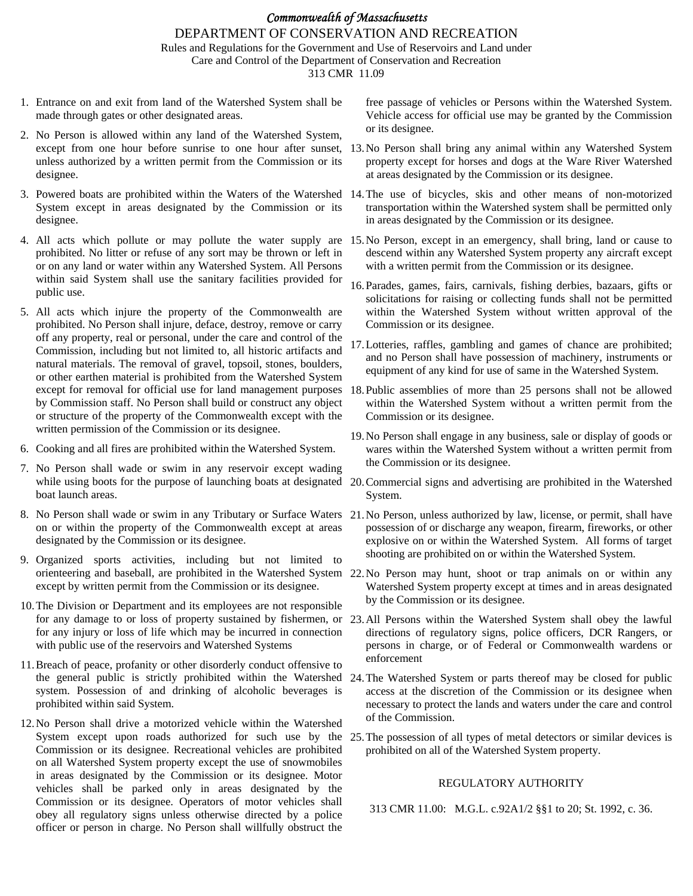*Commonwealth of Massachusetts*

# DEPARTMENT OF CONSERVATION AND RECREATION

Rules and Regulations for the Government and Use of Reservoirs and Land under Care and Control of the Department of Conservation and Recreation

313 CMR 11.09

1. Entrance on and exit from land of the Watershed System shall be made through gates or other designated areas.
2. No Person is allowed within any land of the Watershed System, except from one hour before sunrise to one hour after sunset, unless authorized by a written permit from the Commission or its designee.
3. Powered boats are prohibited within the Waters of the Watershed System except in areas designated by the Commission or its designee.
4. All acts which pollute or may pollute the water supply are prohibited. No litter or refuse of any sort may be thrown or left in or on any land or water within any Watershed System. All Persons within said System shall use the sanitary facilities provided for public use.
5. All acts which injure the property of the Commonwealth are prohibited. No Person shall injure, deface, destroy, remove or carry off any property, real or personal, under the care and control of the Commission, including but not limited to, all historic artifacts and natural materials. The removal of gravel, topsoil, stones, boulders, or other earthen material is prohibited from the Watershed System except for removal for official use for land management purposes by Commission staff. No Person shall build or construct any object or structure of the property of the Commonwealth except with the written permission of the Commission or its designee.
6. Cooking and all fires are prohibited within the Watershed System.
7. No Person shall wade or swim in any reservoir except wading while using boots for the purpose of launching boats at designated boat launch areas.
8. No Person shall wade or swim in any Tributary or Surface Waters on or within the property of the Commonwealth except at areas designated by the Commission or its designee.
9. Organized sports activities, including but not limited to orienteering and baseball, are prohibited in the Watershed System except by written permit from the Commission or its designee.
10. The Division or Department and its employees are not responsible for any damage to or loss of property sustained by fishermen, or for any injury or loss of life which may be incurred in connection with public use of the reservoirs and Watershed Systems
11. Breach of peace, profanity or other disorderly conduct offensive to the general public is strictly prohibited within the Watershed system. Possession of and drinking of alcoholic beverages is prohibited within said System.
12. No Person shall drive a motorized vehicle within the Watershed System except upon roads authorized for such use by the Commission or its designee. Recreational vehicles are prohibited on all Watershed System property except the use of snowmobiles in areas designated by the Commission or its designee. Motor vehicles shall be parked only in areas designated by the Commission or its designee. Operators of motor vehicles shall obey all regulatory signs unless otherwise directed by a police officer or person in charge. No Person shall willfully obstruct the free passage of vehicles or Persons within the Watershed System. Vehicle access for official use may be granted by the Commission or its designee.
13. No Person shall bring any animal within any Watershed System property except for horses and dogs at the Ware River Watershed at areas designated by the Commission or its designee.
14. The use of bicycles, skis and other means of non-motorized transportation within the Watershed system shall be permitted only in areas designated by the Commission or its designee.
15. No Person, except in an emergency, shall bring, land or cause to descend within any Watershed System property any aircraft except with a written permit from the Commission or its designee.
16. Parades, games, fairs, carnivals, fishing derbies, bazaars, gifts or solicitations for raising or collecting funds shall not be permitted within the Watershed System without written approval of the Commission or its designee.
17. Lotteries, raffles, gambling and games of chance are prohibited; and no Person shall have possession of machinery, instruments or equipment of any kind for use of same in the Watershed System.
18. Public assemblies of more than 25 persons shall not be allowed within the Watershed System without a written permit from the Commission or its designee.
19. No Person shall engage in any business, sale or display of goods or wares within the Watershed System without a written permit from the Commission or its designee.
20. Commercial signs and advertising are prohibited in the Watershed System.
21. No Person, unless authorized by law, license, or permit, shall have possession of or discharge any weapon, firearm, fireworks, or other explosive on or within the Watershed System. All forms of target shooting are prohibited on or within the Watershed System.
22. No Person may hunt, shoot or trap animals on or within any Watershed System property except at times and in areas designated by the Commission or its designee.
23. All Persons within the Watershed System shall obey the lawful directions of regulatory signs, police officers, DCR Rangers, or persons in charge, or of Federal or Commonwealth wardens or enforcement
24. The Watershed System or parts thereof may be closed for public access at the discretion of the Commission or its designee when necessary to protect the lands and waters under the care and control of the Commission.
25. The possession of all types of metal detectors or similar devices is prohibited on all of the Watershed System property.

## REGULATORY AUTHORITY

313 CMR 11.00: M.G.L. c.92A1/2 §§1 to 20; St. 1992, c. 36.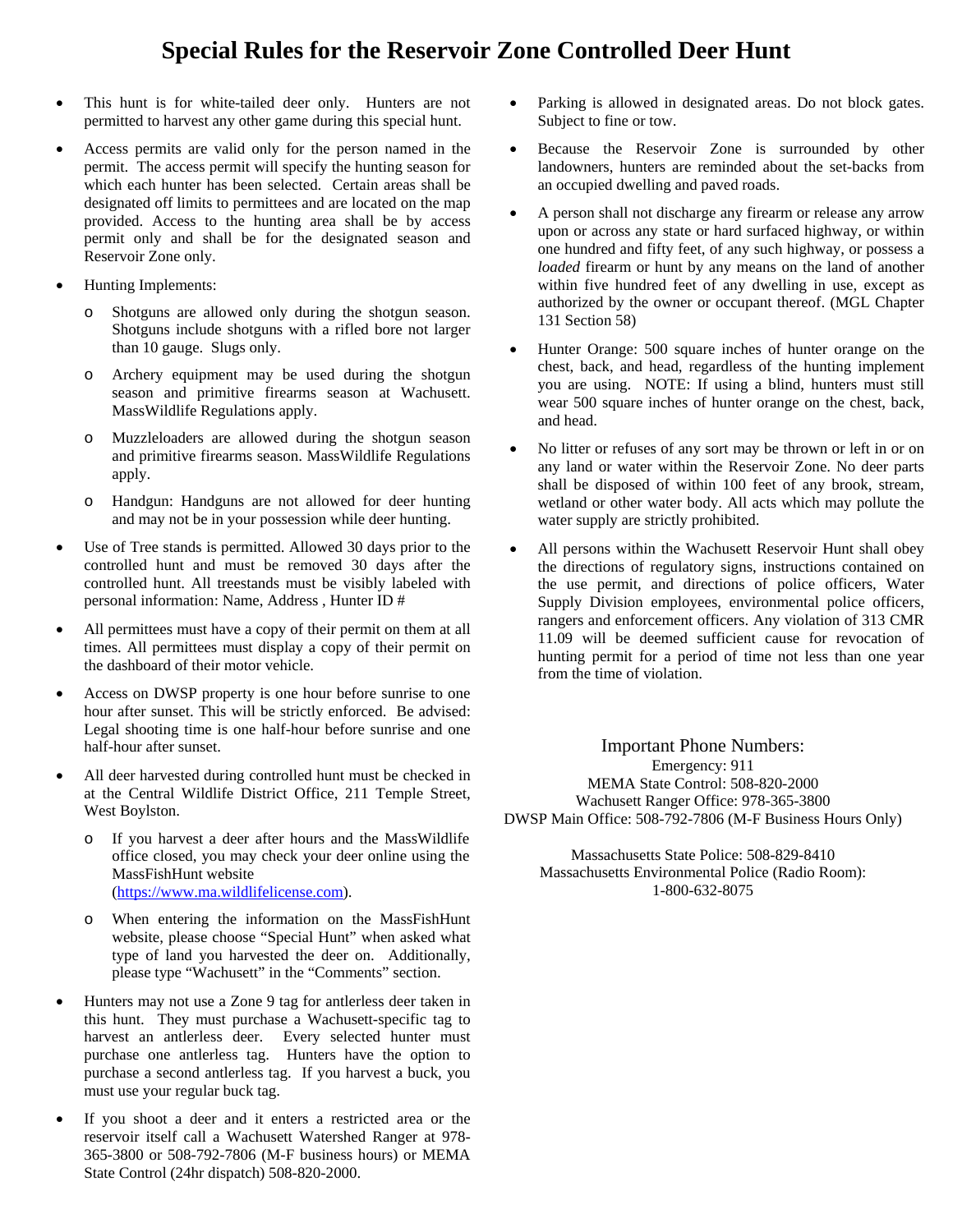# Special Rules for the Reservoir Zone Controlled Deer Hunt

- This hunt is for white-tailed deer only. Hunters are not permitted to harvest any other game during this special hunt.
- Access permits are valid only for the person named in the permit. The access permit will specify the hunting season for which each hunter has been selected. Certain areas shall be designated off limits to permittees and are located on the map provided. Access to the hunting area shall be by access permit only and shall be for the designated season and Reservoir Zone only.
- Hunting Implements:
  - Shotguns are allowed only during the shotgun season. Shotguns include shotguns with a rifled bore not larger than 10 gauge. Slugs only.
  - Archery equipment may be used during the shotgun season and primitive firearms season at Wachusett. MassWildlife Regulations apply.
  - Muzzleloaders are allowed during the shotgun season and primitive firearms season. MassWildlife Regulations apply.
  - Handgun: Handguns are not allowed for deer hunting and may not be in your possession while deer hunting.
- Use of Tree stands is permitted. Allowed 30 days prior to the controlled hunt and must be removed 30 days after the controlled hunt. All treestands must be visibly labeled with personal information: Name, Address , Hunter ID #
- All permittees must have a copy of their permit on them at all times. All permittees must display a copy of their permit on the dashboard of their motor vehicle.
- Access on DWSP property is one hour before sunrise to one hour after sunset. This will be strictly enforced. Be advised: Legal shooting time is one half-hour before sunrise and one half-hour after sunset.
- All deer harvested during controlled hunt must be checked in at the Central Wildlife District Office, 211 Temple Street, West Boylston.
  - If you harvest a deer after hours and the MassWildlife office closed, you may check your deer online using the MassFishHunt website (https://www.ma.wildlifelicense.com).
  - When entering the information on the MassFishHunt website, please choose "Special Hunt" when asked what type of land you harvested the deer on. Additionally, please type "Wachusett" in the "Comments" section.
- Hunters may not use a Zone 9 tag for antlerless deer taken in this hunt. They must purchase a Wachusett-specific tag to harvest an antlerless deer. Every selected hunter must purchase one antlerless tag. Hunters have the option to purchase a second antlerless tag. If you harvest a buck, you must use your regular buck tag.
- If you shoot a deer and it enters a restricted area or the reservoir itself call a Wachusett Watershed Ranger at 978-365-3800 or 508-792-7806 (M-F business hours) or MEMA State Control (24hr dispatch) 508-820-2000.
- Parking is allowed in designated areas. Do not block gates. Subject to fine or tow.
- Because the Reservoir Zone is surrounded by other landowners, hunters are reminded about the set-backs from an occupied dwelling and paved roads.
- A person shall not discharge any firearm or release any arrow upon or across any state or hard surfaced highway, or within one hundred and fifty feet, of any such highway, or possess a *loaded* firearm or hunt by any means on the land of another within five hundred feet of any dwelling in use, except as authorized by the owner or occupant thereof. (MGL Chapter 131 Section 58)
- Hunter Orange: 500 square inches of hunter orange on the chest, back, and head, regardless of the hunting implement you are using. NOTE: If using a blind, hunters must still wear 500 square inches of hunter orange on the chest, back, and head.
- No litter or refuses of any sort may be thrown or left in or on any land or water within the Reservoir Zone. No deer parts shall be disposed of within 100 feet of any brook, stream, wetland or other water body. All acts which may pollute the water supply are strictly prohibited.
- All persons within the Wachusett Reservoir Hunt shall obey the directions of regulatory signs, instructions contained on the use permit, and directions of police officers, Water Supply Division employees, environmental police officers, rangers and enforcement officers. Any violation of 313 CMR 11.09 will be deemed sufficient cause for revocation of hunting permit for a period of time not less than one year from the time of violation.

Important Phone Numbers:

Emergency: 911
MEMA State Control: 508-820-2000
Wachusett Ranger Office: 978-365-3800
DWSP Main Office: 508-792-7806 (M-F Business Hours Only)

Massachusetts State Police: 508-829-8410
Massachusetts Environmental Police (Radio Room): 1-800-632-8075